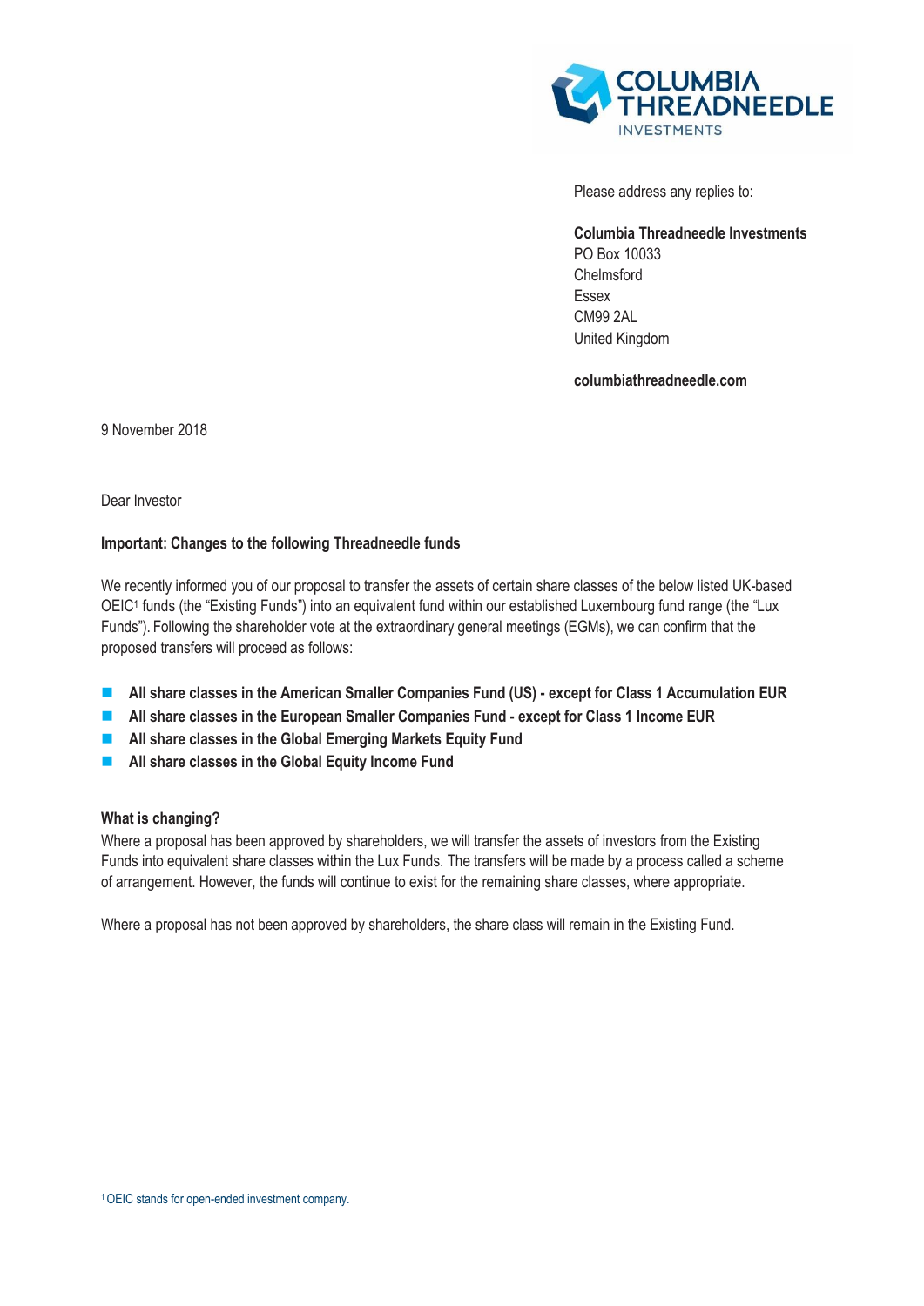Please address any replies to:

**Columbia Threadneedle Investments**
PO Box 10033
Chelmsford
Essex
CM99 2AL
United Kingdom

**columbiathreadneedle.com**

9 November 2018

Dear Investor

**Important: Changes to the following Threadneedle funds**

We recently informed you of our proposal to transfer the assets of certain share classes of the below listed UK-based OEIC[1] funds (the "Existing Funds") into an equivalent fund within our established Luxembourg fund range (the "Lux Funds"). Following the shareholder vote at the extraordinary general meetings (EGMs), we can confirm that the proposed transfers will proceed as follows:

- **All share classes in the American Smaller Companies Fund (US) - except for Class 1 Accumulation EUR**
- **All share classes in the European Smaller Companies Fund - except for Class 1 Income EUR**
- **All share classes in the Global Emerging Markets Equity Fund**
- **All share classes in the Global Equity Income Fund**

**What is changing?**
Where a proposal has been approved by shareholders, we will transfer the assets of investors from the Existing Funds into equivalent share classes within the Lux Funds. The transfers will be made by a process called a scheme of arrangement. However, the funds will continue to exist for the remaining share classes, where appropriate.

Where a proposal has not been approved by shareholders, the share class will remain in the Existing Fund.

[1] OEIC stands for open-ended investment company.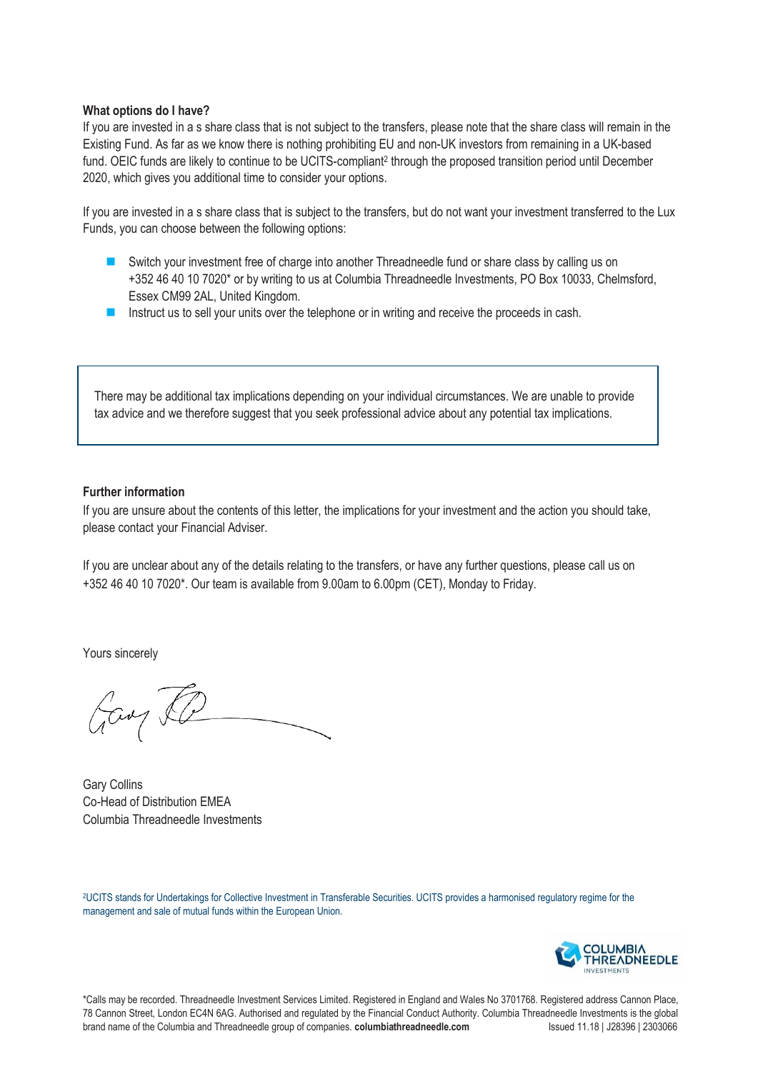**What options do I have?**

If you are invested in a s share class that is not subject to the transfers, please note that the share class will remain in the Existing Fund. As far as we know there is nothing prohibiting EU and non-UK investors from remaining in a UK-based fund. OEIC funds are likely to continue to be UCITS-compliant[2] through the proposed transition period until December 2020, which gives you additional time to consider your options.

If you are invested in a s share class that is subject to the transfers, but do not want your investment transferred to the Lux Funds, you can choose between the following options:

- Switch your investment free of charge into another Threadneedle fund or share class by calling us on +352 46 40 10 7020* or by writing to us at Columbia Threadneedle Investments, PO Box 10033, Chelmsford, Essex CM99 2AL, United Kingdom.
- Instruct us to sell your units over the telephone or in writing and receive the proceeds in cash.

There may be additional tax implications depending on your individual circumstances. We are unable to provide tax advice and we therefore suggest that you seek professional advice about any potential tax implications.

**Further information**

If you are unsure about the contents of this letter, the implications for your investment and the action you should take, please contact your Financial Adviser.

If you are unclear about any of the details relating to the transfers, or have any further questions, please call us on +352 46 40 10 7020*. Our team is available from 9.00am to 6.00pm (CET), Monday to Friday.

Yours sincerely

Gary Collins
Co-Head of Distribution EMEA
Columbia Threadneedle Investments

[2]UCITS stands for Undertakings for Collective Investment in Transferable Securities. UCITS provides a harmonised regulatory regime for the management and sale of mutual funds within the European Union.

*Calls may be recorded. Threadneedle Investment Services Limited. Registered in England and Wales No 3701768. Registered address Cannon Place, 78 Cannon Street, London EC4N 6AG. Authorised and regulated by the Financial Conduct Authority. Columbia Threadneedle Investments is the global brand name of the Columbia and Threadneedle group of companies. **columbiathreadneedle.com** Issued 11.18 | J28396 | 2303066